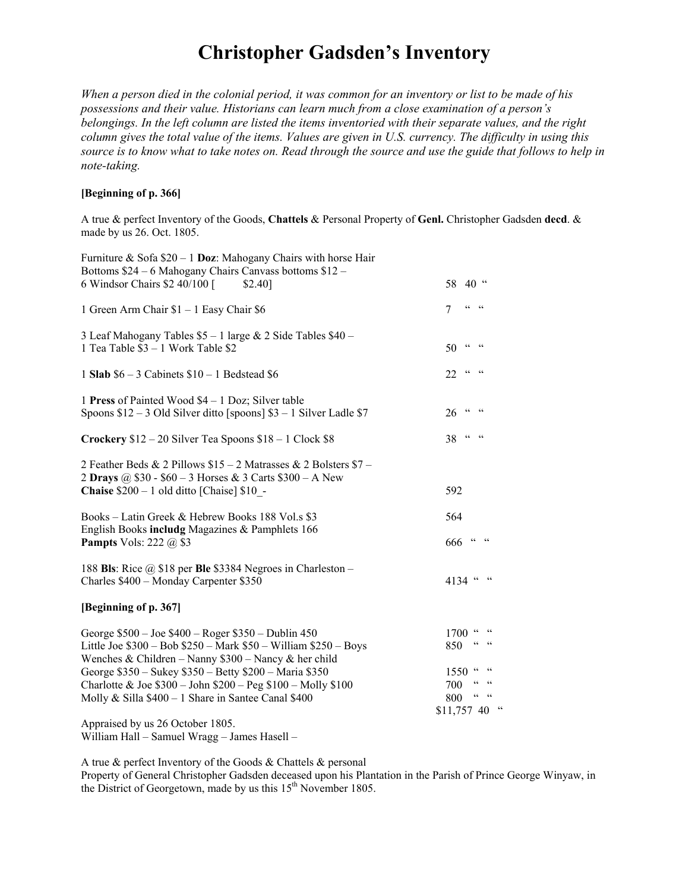# Christopher Gadsden's Inventory

*When a person died in the colonial period, it was common for an inventory or list to be made of his possessions and their value. Historians can learn much from a close examination of a person's belongings. In the left column are listed the items inventoried with their separate values, and the right column gives the total value of the items. Values are given in U.S. currency. The difficulty in using this source is to know what to take notes on. Read through the source and use the guide that follows to help in note-taking.*

**[Beginning of p. 366]**

A true & perfect Inventory of the Goods, **Chattels** & Personal Property of **Genl.** Christopher Gadsden **decd**. & made by us 26. Oct. 1805.

| Items | Total |
|---|---|
| Furniture & Sofa $20 – 1 **Doz**: Mahogany Chairs with horse Hair Bottoms $24 – 6 Mahogany Chairs Canvass bottoms $12 – 6 Windsor Chairs $2 40/100 [ $2.40] | 58 40 " |
| 1 Green Arm Chair $1 – 1 Easy Chair $6 | 7 " " |
| 3 Leaf Mahogany Tables $5 – 1 large & 2 Side Tables $40 – 1 Tea Table $3 – 1 Work Table $2 | 50 " " |
| 1 **Slab** $6 – 3 Cabinets $10 – 1 Bedstead $6 | 22 " " |
| 1 **Press** of Painted Wood $4 – 1 Doz; Silver table Spoons $12 – 3 Old Silver ditto [spoons] $3 – 1 Silver Ladle $7 | 26 " " |
| **Crockery** $12 – 20 Silver Tea Spoons $18 – 1 Clock $8 | 38 " " |
| 2 Feather Beds & 2 Pillows $15 – 2 Matrasses & 2 Bolsters $7 – 2 **Drays** @ $30 - $60 – 3 Horses & 3 Carts $300 – A New **Chaise** $200 – 1 old ditto [Chaise] $10_- | 592 |
| Books – Latin Greek & Hebrew Books 188 Vol.s $3 | 564 |
| English Books **includg** Magazines & Pamphlets 166 **Pampts** Vols: 222 @ $3 | 666 " " |
| 188 **Bls**: Rice @ $18 per **Ble** $3384 Negroes in Charleston – Charles $400 – Monday Carpenter $350 | 4134 " " |

**[Beginning of p. 367]**

| Items | Total |
|---|---|
| George $500 – Joe $400 – Roger $350 – Dublin 450 | 1700 " " |
| Little Joe $300 – Bob $250 – Mark $50 – William $250 – Boys | 850 " " |
| Wenches & Children – Nanny $300 – Nancy & her child George $350 – Sukey $350 – Betty $200 – Maria $350 | 1550 " " |
| Charlotte & Joe $300 – John $200 – Peg $100 – Molly $100 | 700 " " |
| Molly & Silla $400 – 1 Share in Santee Canal $400 | 800 " " |
| | $11,757 40 " |

Appraised by us 26 October 1805.
William Hall – Samuel Wragg – James Hasell –

A true & perfect Inventory of the Goods & Chattels & personal Property of General Christopher Gadsden deceased upon his Plantation in the Parish of Prince George Winyaw, in the District of Georgetown, made by us this 15th November 1805.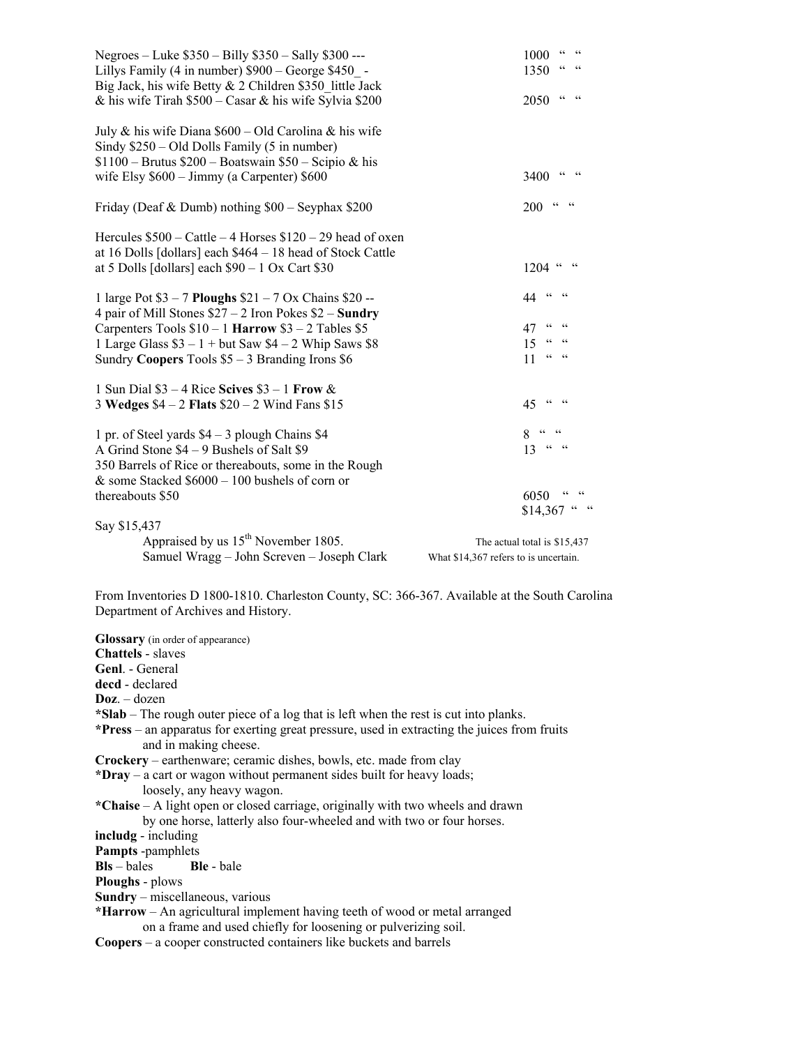| | |
|---|---|
| Negroes – Luke $350 – Billy $350 – Sally $300 --- | 1000 " " |
| Lillys Family (4 in number) $900 – George $450_ - | 1350 " " |
| Big Jack, his wife Betty & 2 Children $350_little Jack & his wife Tirah $500 – Casar & his wife Sylvia $200 | 2050 " " |
| July & his wife Diana $600 – Old Carolina & his wife Sindy $250 – Old Dolls Family (5 in number) $1100 – Brutus $200 – Boatswain $50 – Scipio & his wife Elsy $600 – Jimmy (a Carpenter) $600 | 3400 " " |
| Friday (Deaf & Dumb) nothing $00 – Seyphax $200 | 200 " " |
| Hercules $500 – Cattle – 4 Horses $120 – 29 head of oxen at 16 Dolls [dollars] each $464 – 18 head of Stock Cattle at 5 Dolls [dollars] each $90 – 1 Ox Cart $30 | 1204 " " |
| 1 large Pot $3 – 7 **Ploughs** $21 – 7 Ox Chains $20 -- | 44 " " |
| 4 pair of Mill Stones $27 – 2 Iron Pokes $2 – **Sundry** Carpenters Tools $10 – 1 **Harrow** $3 – 2 Tables $5 | 47 " " |
| 1 Large Glass $3 – 1 + but Saw $4 – 2 Whip Saws $8 | 15 " " |
| Sundry **Coopers** Tools $5 – 3 Branding Irons $6 | 11 " " |
| 1 Sun Dial $3 – 4 Rice **Scives** $3 – 1 **Frow** & 3 **Wedges** $4 – 2 **Flats** $20 – 2 Wind Fans $15 | 45 " " |
| 1 pr. of Steel yards $4 – 3 plough Chains $4 | 8 " " |
| A Grind Stone $4 – 9 Bushels of Salt $9 | 13 " " |
| 350 Barrels of Rice or thereabouts, some in the Rough & some Stacked $6000 – 100 bushels of corn or thereabouts $50 | 6050 " " |
| | $14,367 " " |

Say $15,437

Appraised by us 15th November 1805.
Samuel Wragg – John Screven – Joseph Clark

The actual total is $15,437
What $14,367 refers to is uncertain.

From Inventories D 1800-1810. Charleston County, SC: 366-367. Available at the South Carolina Department of Archives and History.

**Glossary** (in order of appearance)

**Chattels** - slaves
**Genl**. - General
**decd** - declared
**Doz**. – dozen
***Slab** – The rough outer piece of a log that is left when the rest is cut into planks.
***Press** – an apparatus for exerting great pressure, used in extracting the juices from fruits and in making cheese.
**Crockery** – earthenware; ceramic dishes, bowls, etc. made from clay
***Dray** – a cart or wagon without permanent sides built for heavy loads; loosely, any heavy wagon.
***Chaise** – A light open or closed carriage, originally with two wheels and drawn by one horse, latterly also four-wheeled and with two or four horses.
**includg** - including
**Pampts** -pamphlets
**Bls** – bales **Ble** - bale
**Ploughs** - plows
**Sundry** – miscellaneous, various
***Harrow** – An agricultural implement having teeth of wood or metal arranged on a frame and used chiefly for loosening or pulverizing soil.
**Coopers** – a cooper constructed containers like buckets and barrels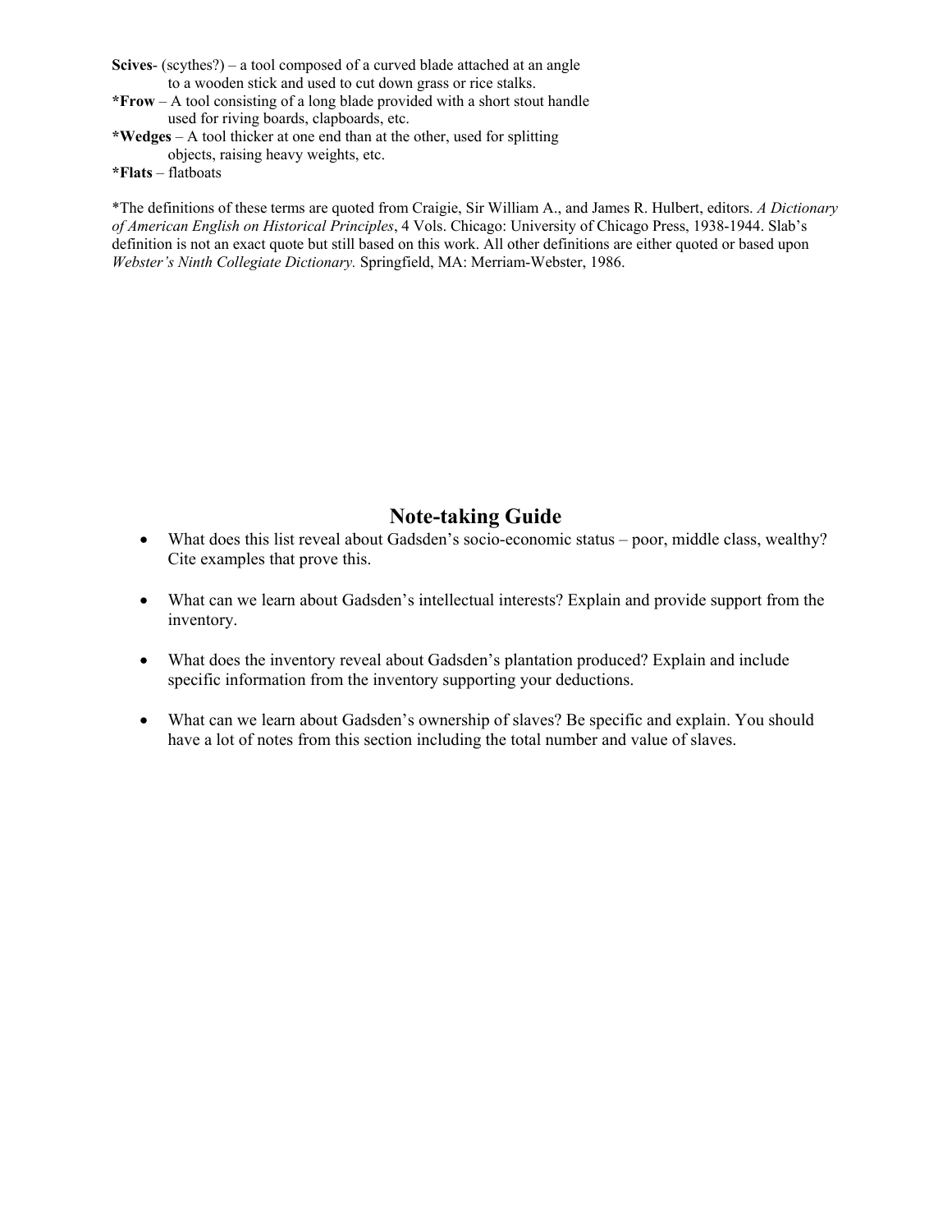**Scives**- (scythes?) – a tool composed of a curved blade attached at an angle to a wooden stick and used to cut down grass or rice stalks.

***Frow** – A tool consisting of a long blade provided with a short stout handle used for riving boards, clapboards, etc.

***Wedges** – A tool thicker at one end than at the other, used for splitting objects, raising heavy weights, etc.

***Flats** – flatboats

*The definitions of these terms are quoted from Craigie, Sir William A., and James R. Hulbert, editors. *A Dictionary of American English on Historical Principles*, 4 Vols. Chicago: University of Chicago Press, 1938-1944. Slab's definition is not an exact quote but still based on this work. All other definitions are either quoted or based upon *Webster's Ninth Collegiate Dictionary.* Springfield, MA: Merriam-Webster, 1986.

## Note-taking Guide

- What does this list reveal about Gadsden's socio-economic status – poor, middle class, wealthy? Cite examples that prove this.
- What can we learn about Gadsden's intellectual interests? Explain and provide support from the inventory.
- What does the inventory reveal about Gadsden's plantation produced? Explain and include specific information from the inventory supporting your deductions.
- What can we learn about Gadsden's ownership of slaves? Be specific and explain. You should have a lot of notes from this section including the total number and value of slaves.